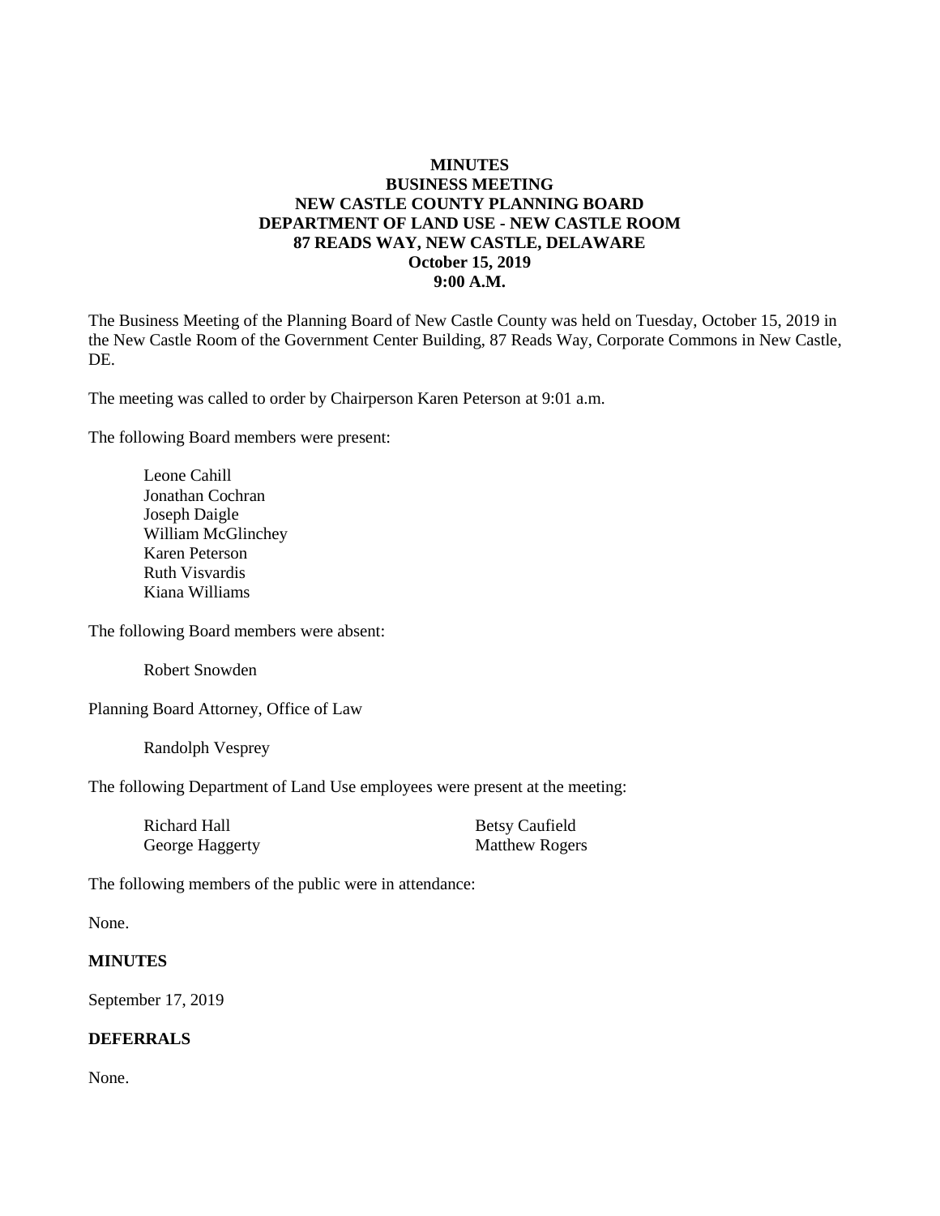**MINUTES**
**BUSINESS MEETING**
**NEW CASTLE COUNTY PLANNING BOARD**
**DEPARTMENT OF LAND USE - NEW CASTLE ROOM**
**87 READS WAY, NEW CASTLE, DELAWARE**
**October 15, 2019**
**9:00 A.M.**

The Business Meeting of the Planning Board of New Castle County was held on Tuesday, October 15, 2019 in the New Castle Room of the Government Center Building, 87 Reads Way, Corporate Commons in New Castle, DE.

The meeting was called to order by Chairperson Karen Peterson at 9:01 a.m.

The following Board members were present:

Leone Cahill
Jonathan Cochran
Joseph Daigle
William McGlinchey
Karen Peterson
Ruth Visvardis
Kiana Williams

The following Board members were absent:

Robert Snowden

Planning Board Attorney, Office of Law

Randolph Vesprey

The following Department of Land Use employees were present at the meeting:

Richard Hall
George Haggerty
Betsy Caufield
Matthew Rogers

The following members of the public were in attendance:

None.

**MINUTES**

September 17, 2019

**DEFERRALS**

None.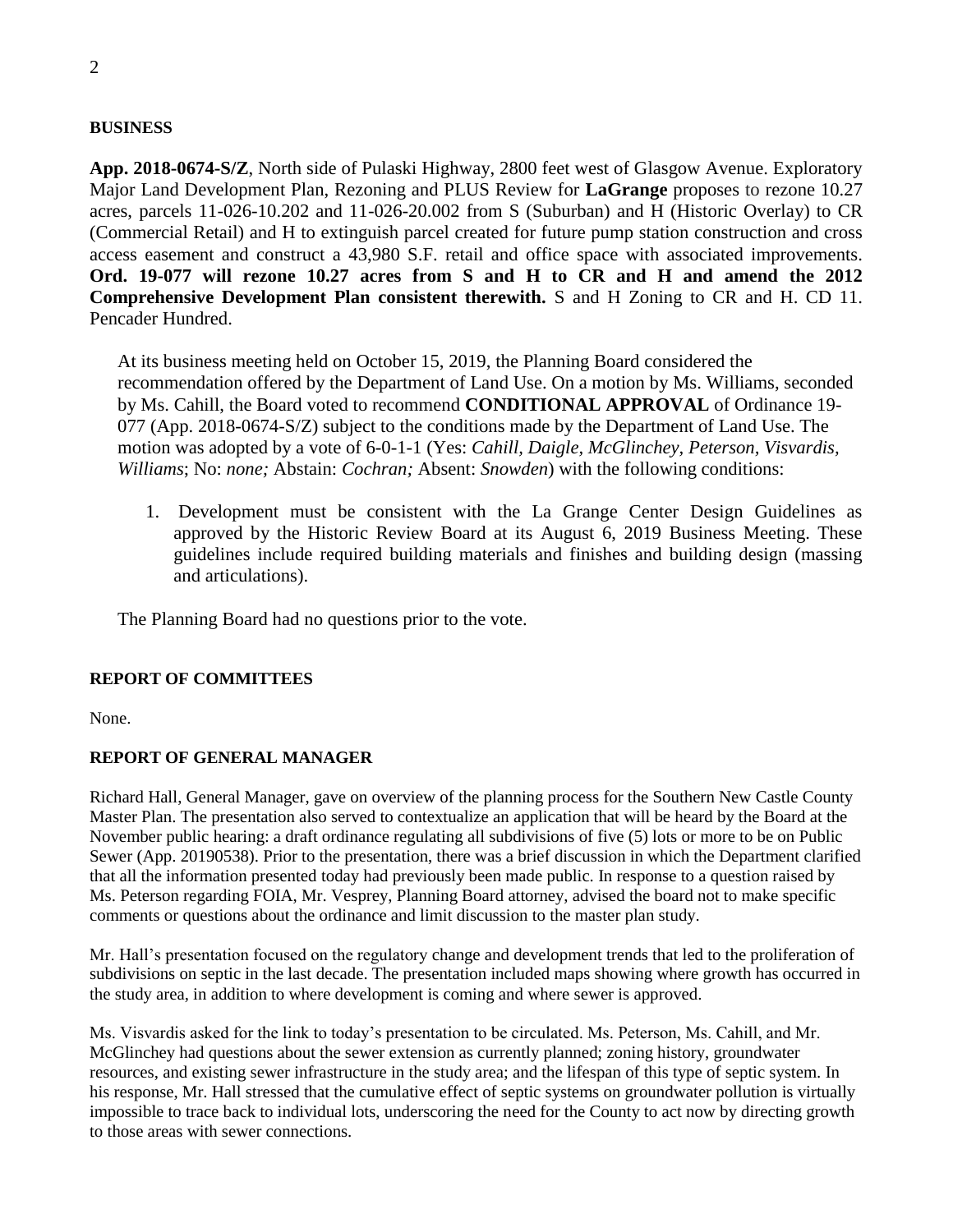**BUSINESS**

**App. 2018-0674-S/Z**, North side of Pulaski Highway, 2800 feet west of Glasgow Avenue. Exploratory Major Land Development Plan, Rezoning and PLUS Review for **LaGrange** proposes to rezone 10.27 acres, parcels 11-026-10.202 and 11-026-20.002 from S (Suburban) and H (Historic Overlay) to CR (Commercial Retail) and H to extinguish parcel created for future pump station construction and cross access easement and construct a 43,980 S.F. retail and office space with associated improvements. **Ord. 19-077 will rezone 10.27 acres from S and H to CR and H and amend the 2012 Comprehensive Development Plan consistent therewith.** S and H Zoning to CR and H. CD 11. Pencader Hundred.

At its business meeting held on October 15, 2019, the Planning Board considered the recommendation offered by the Department of Land Use. On a motion by Ms. Williams, seconded by Ms. Cahill, the Board voted to recommend **CONDITIONAL APPROVAL** of Ordinance 19-077 (App. 2018-0674-S/Z) subject to the conditions made by the Department of Land Use. The motion was adopted by a vote of 6-0-1-1 (Yes: *Cahill, Daigle, McGlinchey, Peterson, Visvardis, Williams*; No: *none;* Abstain: *Cochran;* Absent: *Snowden*) with the following conditions:

1. Development must be consistent with the La Grange Center Design Guidelines as approved by the Historic Review Board at its August 6, 2019 Business Meeting. These guidelines include required building materials and finishes and building design (massing and articulations).

The Planning Board had no questions prior to the vote.

**REPORT OF COMMITTEES**

None.

**REPORT OF GENERAL MANAGER**

Richard Hall, General Manager, gave on overview of the planning process for the Southern New Castle County Master Plan. The presentation also served to contextualize an application that will be heard by the Board at the November public hearing: a draft ordinance regulating all subdivisions of five (5) lots or more to be on Public Sewer (App. 20190538). Prior to the presentation, there was a brief discussion in which the Department clarified that all the information presented today had previously been made public. In response to a question raised by Ms. Peterson regarding FOIA, Mr. Vesprey, Planning Board attorney, advised the board not to make specific comments or questions about the ordinance and limit discussion to the master plan study.

Mr. Hall's presentation focused on the regulatory change and development trends that led to the proliferation of subdivisions on septic in the last decade. The presentation included maps showing where growth has occurred in the study area, in addition to where development is coming and where sewer is approved.

Ms. Visvardis asked for the link to today's presentation to be circulated. Ms. Peterson, Ms. Cahill, and Mr. McGlinchey had questions about the sewer extension as currently planned; zoning history, groundwater resources, and existing sewer infrastructure in the study area; and the lifespan of this type of septic system. In his response, Mr. Hall stressed that the cumulative effect of septic systems on groundwater pollution is virtually impossible to trace back to individual lots, underscoring the need for the County to act now by directing growth to those areas with sewer connections.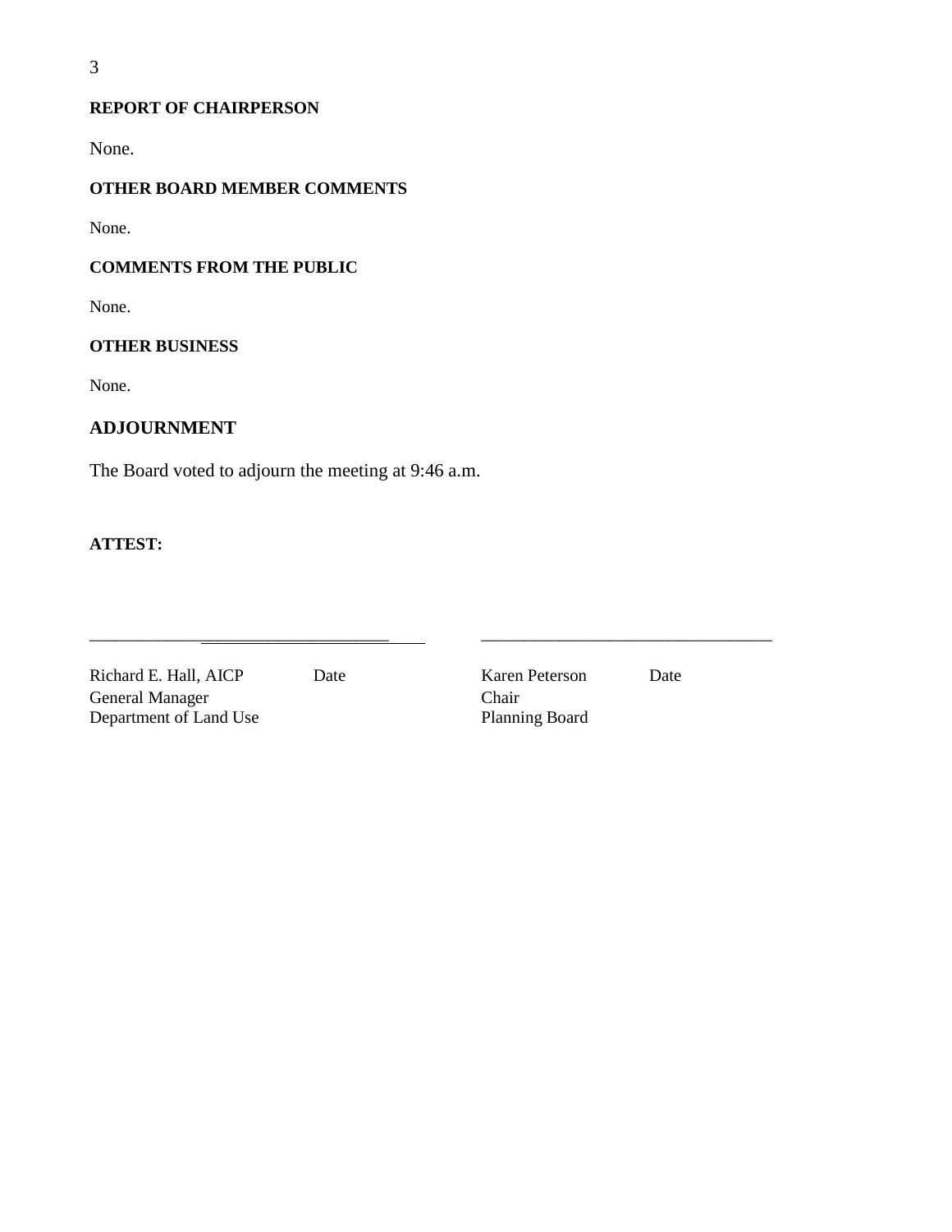**REPORT OF CHAIRPERSON**

None.

**OTHER BOARD MEMBER COMMENTS**

None.

**COMMENTS FROM THE PUBLIC**

None.

**OTHER BUSINESS**

None.

## ADJOURNMENT

The Board voted to adjourn the meeting at 9:46 a.m.

**ATTEST:**

| | | | |
|---|---|---|---|
| Richard E. Hall, AICP | Date | Karen Peterson | Date |
| General Manager | | Chair | |
| Department of Land Use | | Planning Board | |